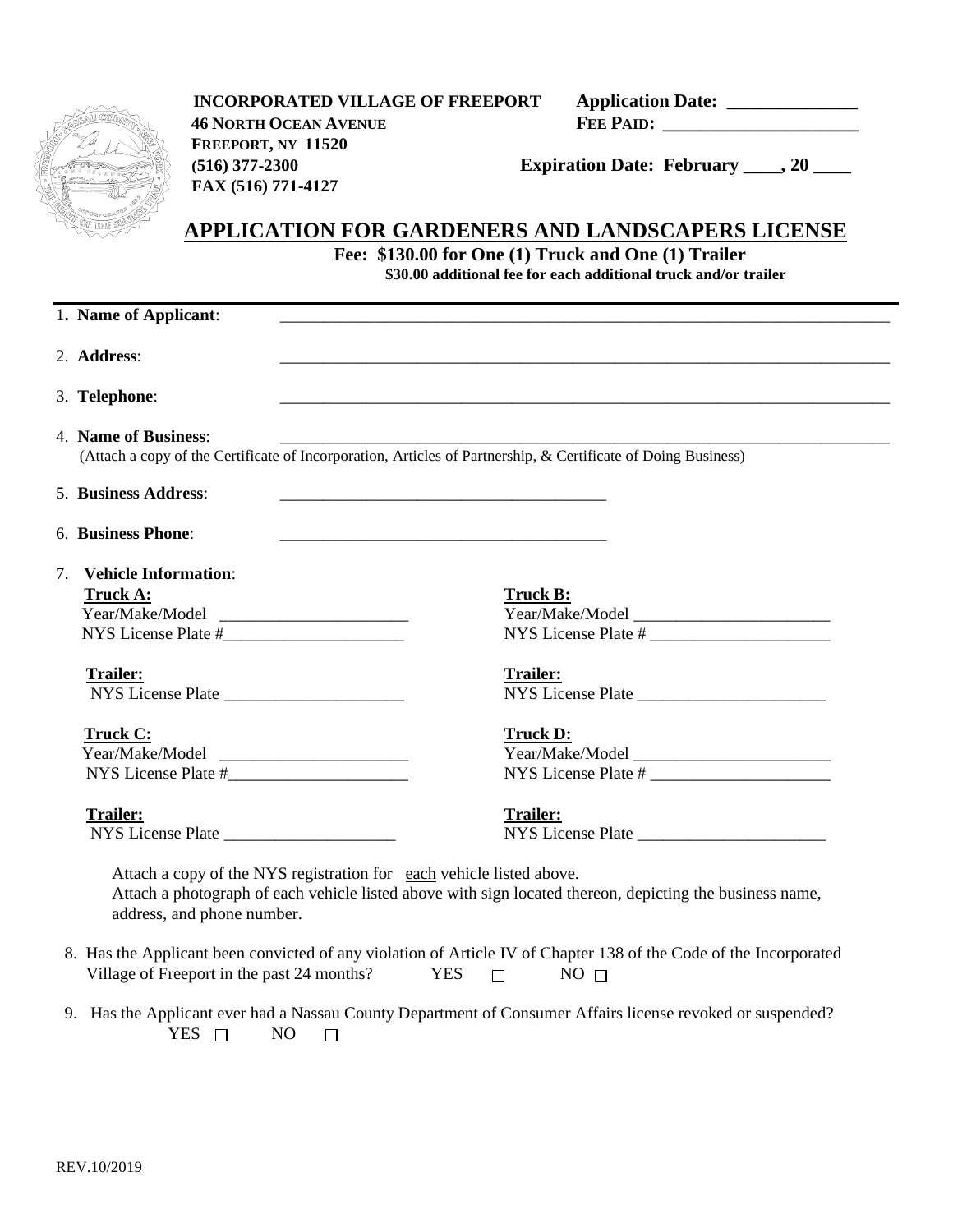**INCORPORATED VILLAGE OF FREEPORT**
**46 NORTH OCEAN AVENUE**
**FREEPORT, NY 11520**
**(516) 377-2300**
**FAX (516) 771-4127**

**Application Date: \_\_\_\_\_\_\_\_\_\_\_\_\_\_**
**FEE PAID: \_\_\_\_\_\_\_\_\_\_\_\_\_\_\_\_\_\_\_\_\_\_**
**Expiration Date: February \_\_\_\_, 20 \_\_\_\_**

# APPLICATION FOR GARDENERS AND LANDSCAPERS LICENSE

**Fee: $130.00 for One (1) Truck and One (1) Trailer**
**$30.00 additional fee for each additional truck and/or trailer**

1. **Name of Applicant**: \_\_\_\_\_\_\_\_\_\_\_\_\_\_\_\_\_\_\_\_\_\_\_\_\_\_\_\_\_\_\_\_\_\_\_\_\_\_\_\_\_\_\_\_\_\_\_\_

2. **Address**: \_\_\_\_\_\_\_\_\_\_\_\_\_\_\_\_\_\_\_\_\_\_\_\_\_\_\_\_\_\_\_\_\_\_\_\_\_\_\_\_\_\_\_\_\_\_\_\_

3. **Telephone**: \_\_\_\_\_\_\_\_\_\_\_\_\_\_\_\_\_\_\_\_\_\_\_\_\_\_\_\_\_\_\_\_\_\_\_\_\_\_\_\_\_\_\_\_\_\_\_\_

4. **Name of Business**: \_\_\_\_\_\_\_\_\_\_\_\_\_\_\_\_\_\_\_\_\_\_\_\_\_\_\_\_\_\_\_\_\_\_\_\_\_\_\_\_\_\_\_\_\_\_\_\_
   (Attach a copy of the Certificate of Incorporation, Articles of Partnership, & Certificate of Doing Business)

5. **Business Address**: \_\_\_\_\_\_\_\_\_\_\_\_\_\_\_\_\_\_\_\_\_\_\_\_\_\_\_\_\_\_\_\_\_\_\_\_\_\_\_\_

6. **Business Phone**: \_\_\_\_\_\_\_\_\_\_\_\_\_\_\_\_\_\_\_\_\_\_\_\_\_\_\_\_\_\_\_\_\_\_\_\_\_\_\_\_

7. **Vehicle Information**:

   **Truck A:**
   Year/Make/Model \_\_\_\_\_\_\_\_\_\_\_\_\_\_\_\_\_\_\_\_\_\_\_
   NYS License Plate #\_\_\_\_\_\_\_\_\_\_\_\_\_\_\_\_\_\_\_\_\_\_

   **Trailer:**
   NYS License Plate \_\_\_\_\_\_\_\_\_\_\_\_\_\_\_\_\_\_\_\_\_\_

   **Truck B:**
   Year/Make/Model \_\_\_\_\_\_\_\_\_\_\_\_\_\_\_\_\_\_\_\_\_\_\_\_
   NYS License Plate # \_\_\_\_\_\_\_\_\_\_\_\_\_\_\_\_\_\_\_\_\_\_

   **Trailer:**
   NYS License Plate \_\_\_\_\_\_\_\_\_\_\_\_\_\_\_\_\_\_\_\_\_\_\_

   **Truck C:**
   Year/Make/Model \_\_\_\_\_\_\_\_\_\_\_\_\_\_\_\_\_\_\_\_\_\_\_
   NYS License Plate #\_\_\_\_\_\_\_\_\_\_\_\_\_\_\_\_\_\_\_\_\_\_

   **Trailer:**
   NYS License Plate \_\_\_\_\_\_\_\_\_\_\_\_\_\_\_\_\_\_\_\_\_

   **Truck D:**
   Year/Make/Model \_\_\_\_\_\_\_\_\_\_\_\_\_\_\_\_\_\_\_\_\_\_\_\_
   NYS License Plate # \_\_\_\_\_\_\_\_\_\_\_\_\_\_\_\_\_\_\_\_\_\_

   **Trailer:**
   NYS License Plate \_\_\_\_\_\_\_\_\_\_\_\_\_\_\_\_\_\_\_\_\_\_\_

   Attach a copy of the NYS registration for each vehicle listed above.
   Attach a photograph of each vehicle listed above with sign located thereon, depicting the business name, address, and phone number.

8. Has the Applicant been convicted of any violation of Article IV of Chapter 138 of the Code of the Incorporated Village of Freeport in the past 24 months? YES ☐ NO ☐

9. Has the Applicant ever had a Nassau County Department of Consumer Affairs license revoked or suspended?
   YES ☐ NO ☐

REV.10/2019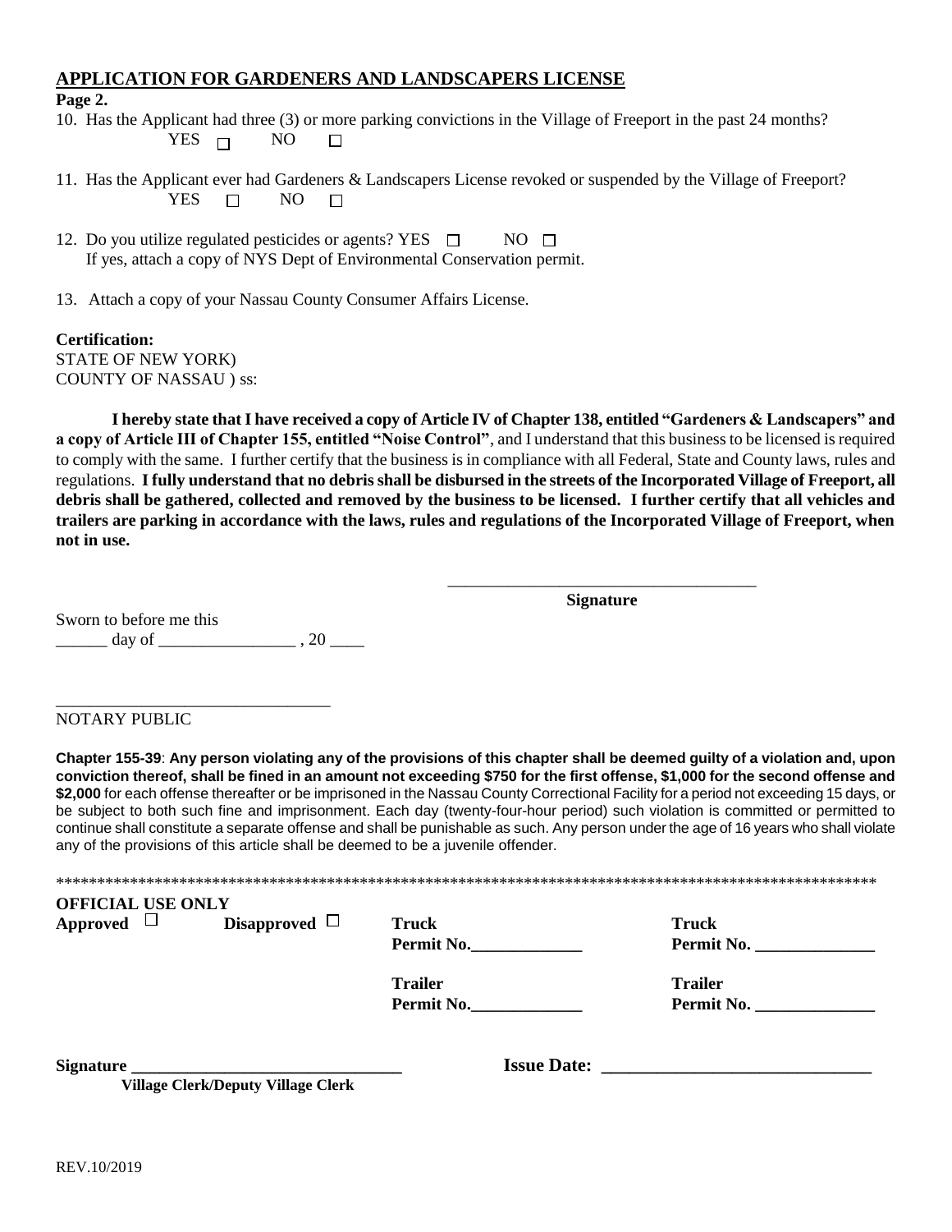## APPLICATION FOR GARDENERS AND LANDSCAPERS LICENSE

**Page 2.**

10. Has the Applicant had three (3) or more parking convictions in the Village of Freeport in the past 24 months?
    YES ☐ NO ☐

11. Has the Applicant ever had Gardeners & Landscapers License revoked or suspended by the Village of Freeport?
    YES ☐ NO ☐

12. Do you utilize regulated pesticides or agents? YES ☐ NO ☐
    If yes, attach a copy of NYS Dept of Environmental Conservation permit.

13. Attach a copy of your Nassau County Consumer Affairs License.

**Certification:**
STATE OF NEW YORK)
COUNTY OF NASSAU ) ss:

**I hereby state that I have received a copy of Article IV of Chapter 138, entitled "Gardeners & Landscapers" and a copy of Article III of Chapter 155, entitled "Noise Control"**, and I understand that this business to be licensed is required to comply with the same. I further certify that the business is in compliance with all Federal, State and County laws, rules and regulations. **I fully understand that no debris shall be disbursed in the streets of the Incorporated Village of Freeport, all debris shall be gathered, collected and removed by the business to be licensed. I further certify that all vehicles and trailers are parking in accordance with the laws, rules and regulations of the Incorporated Village of Freeport, when not in use.**

_____________________________________
**Signature**

Sworn to before me this
______ day of ________________ , 20 ____

________________________________
NOTARY PUBLIC

**Chapter 155-39**: **Any person violating any of the provisions of this chapter shall be deemed guilty of a violation and, upon conviction thereof, shall be fined in an amount not exceeding $750 for the first offense, $1,000 for the second offense and $2,000** for each offense thereafter or be imprisoned in the Nassau County Correctional Facility for a period not exceeding 15 days, or be subject to both such fine and imprisonment. Each day (twenty-four-hour period) such violation is committed or permitted to continue shall constitute a separate offense and shall be punishable as such. Any person under the age of 16 years who shall violate any of the provisions of this article shall be deemed to be a juvenile offender.

****************************************************************************************************

**OFFICIAL USE ONLY**

**Approved** ☐ **Disapproved** ☐

**Truck Permit No.**_____________ **Truck Permit No.** ______________

**Trailer Permit No.**_____________ **Trailer Permit No.** ______________

**Signature** ________________________________
**Village Clerk/Deputy Village Clerk**

**Issue Date:** ______________________________

REV.10/2019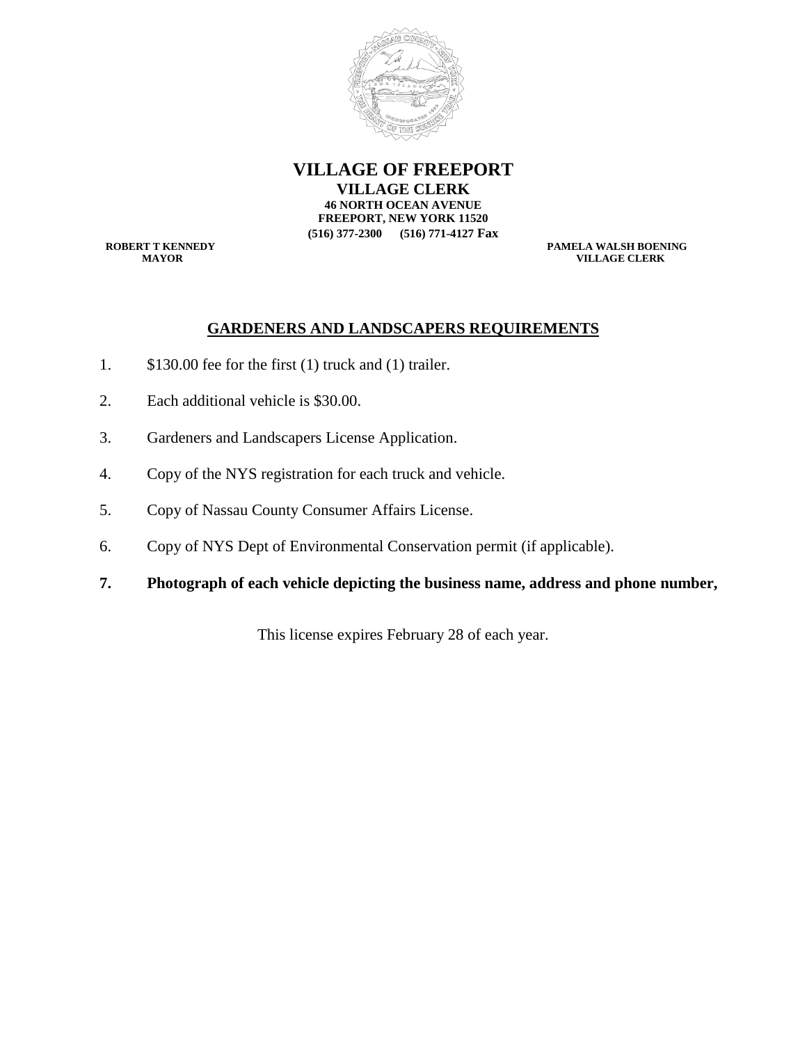# VILLAGE OF FREEPORT

**VILLAGE CLERK**
**46 NORTH OCEAN AVENUE**
**FREEPORT, NEW YORK 11520**
**(516) 377-2300 (516) 771-4127 Fax**

**ROBERT T KENNEDY**
**MAYOR**

**PAMELA WALSH BOENING**
**VILLAGE CLERK**

## GARDENERS AND LANDSCAPERS REQUIREMENTS

1. $130.00 fee for the first (1) truck and (1) trailer.
2. Each additional vehicle is $30.00.
3. Gardeners and Landscapers License Application.
4. Copy of the NYS registration for each truck and vehicle.
5. Copy of Nassau County Consumer Affairs License.
6. Copy of NYS Dept of Environmental Conservation permit (if applicable).
7. **Photograph of each vehicle depicting the business name, address and phone number,**

This license expires February 28 of each year.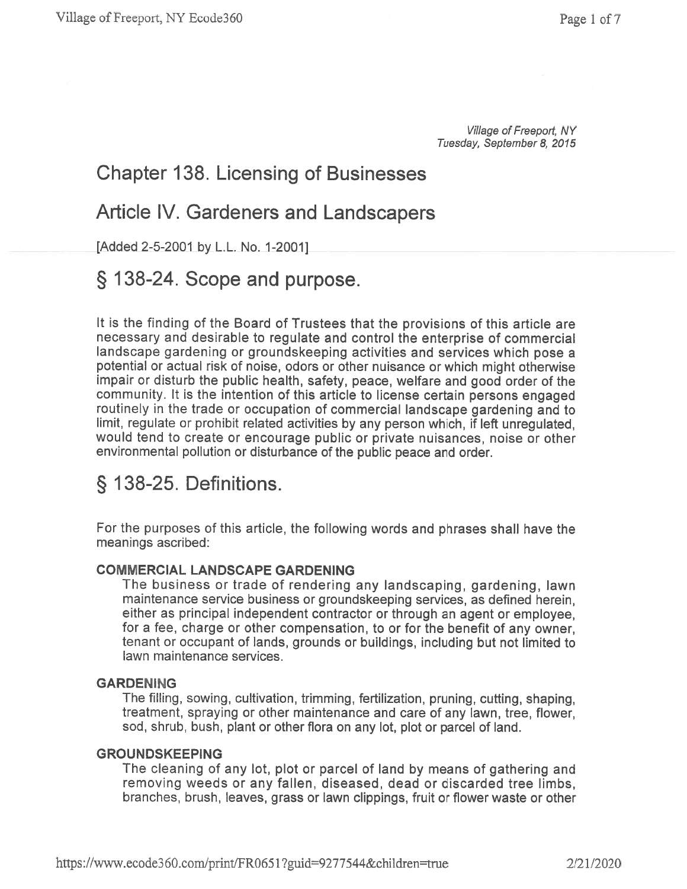Village of Freeport, NY
Tuesday, September 8, 2015

# Chapter 138. Licensing of Businesses

# Article IV. Gardeners and Landscapers

[Added 2-5-2001 by L.L. No. 1-2001]

## § 138-24. Scope and purpose.

It is the finding of the Board of Trustees that the provisions of this article are necessary and desirable to regulate and control the enterprise of commercial landscape gardening or groundskeeping activities and services which pose a potential or actual risk of noise, odors or other nuisance or which might otherwise impair or disturb the public health, safety, peace, welfare and good order of the community. It is the intention of this article to license certain persons engaged routinely in the trade or occupation of commercial landscape gardening and to limit, regulate or prohibit related activities by any person which, if left unregulated, would tend to create or encourage public or private nuisances, noise or other environmental pollution or disturbance of the public peace and order.

## § 138-25. Definitions.

For the purposes of this article, the following words and phrases shall have the meanings ascribed:

**COMMERCIAL LANDSCAPE GARDENING**

The business or trade of rendering any landscaping, gardening, lawn maintenance service business or groundskeeping services, as defined herein, either as principal independent contractor or through an agent or employee, for a fee, charge or other compensation, to or for the benefit of any owner, tenant or occupant of lands, grounds or buildings, including but not limited to lawn maintenance services.

**GARDENING**

The filling, sowing, cultivation, trimming, fertilization, pruning, cutting, shaping, treatment, spraying or other maintenance and care of any lawn, tree, flower, sod, shrub, bush, plant or other flora on any lot, plot or parcel of land.

**GROUNDSKEEPING**

The cleaning of any lot, plot or parcel of land by means of gathering and removing weeds or any fallen, diseased, dead or discarded tree limbs, branches, brush, leaves, grass or lawn clippings, fruit or flower waste or other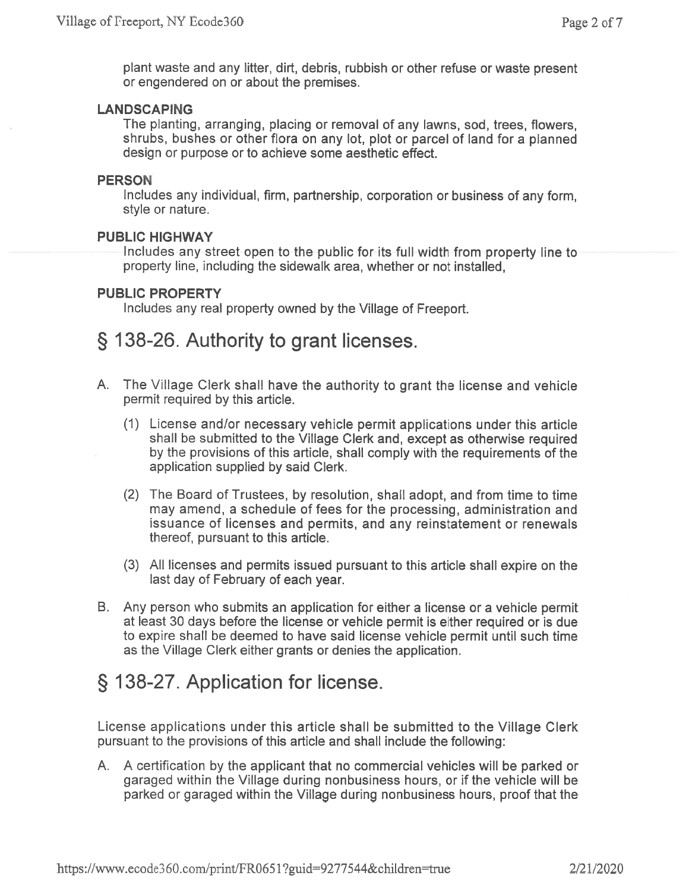plant waste and any litter, dirt, debris, rubbish or other refuse or waste present or engendered on or about the premises.

**LANDSCAPING**

The planting, arranging, placing or removal of any lawns, sod, trees, flowers, shrubs, bushes or other flora on any lot, plot or parcel of land for a planned design or purpose or to achieve some aesthetic effect.

**PERSON**

Includes any individual, firm, partnership, corporation or business of any form, style or nature.

**PUBLIC HIGHWAY**

Includes any street open to the public for its full width from property line to property line, including the sidewalk area, whether or not installed,

**PUBLIC PROPERTY**

Includes any real property owned by the Village of Freeport.

## § 138-26. Authority to grant licenses.

A. The Village Clerk shall have the authority to grant the license and vehicle permit required by this article.

   (1) License and/or necessary vehicle permit applications under this article shall be submitted to the Village Clerk and, except as otherwise required by the provisions of this article, shall comply with the requirements of the application supplied by said Clerk.

   (2) The Board of Trustees, by resolution, shall adopt, and from time to time may amend, a schedule of fees for the processing, administration and issuance of licenses and permits, and any reinstatement or renewals thereof, pursuant to this article.

   (3) All licenses and permits issued pursuant to this article shall expire on the last day of February of each year.

B. Any person who submits an application for either a license or a vehicle permit at least 30 days before the license or vehicle permit is either required or is due to expire shall be deemed to have said license vehicle permit until such time as the Village Clerk either grants or denies the application.

## § 138-27. Application for license.

License applications under this article shall be submitted to the Village Clerk pursuant to the provisions of this article and shall include the following:

A. A certification by the applicant that no commercial vehicles will be parked or garaged within the Village during nonbusiness hours, or if the vehicle will be parked or garaged within the Village during nonbusiness hours, proof that the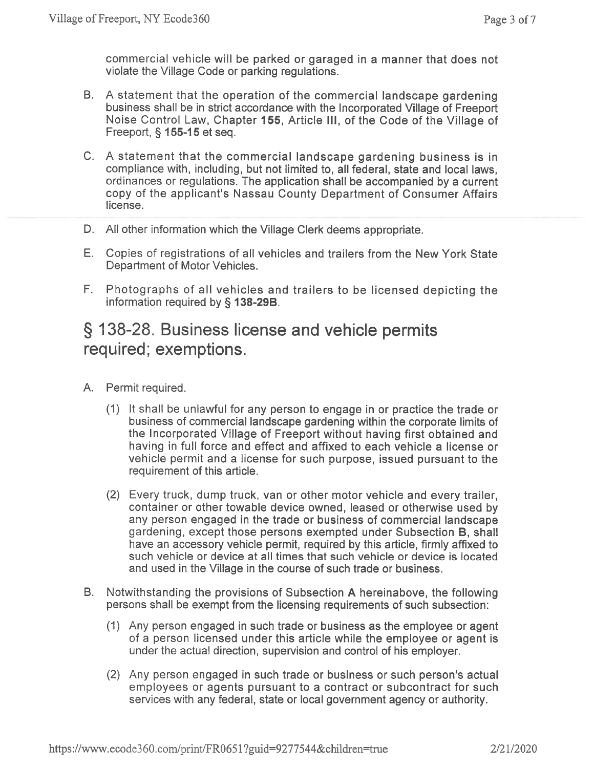commercial vehicle will be parked or garaged in a manner that does not violate the Village Code or parking regulations.

B. A statement that the operation of the commercial landscape gardening business shall be in strict accordance with the Incorporated Village of Freeport Noise Control Law, Chapter **155**, Article **III**, of the Code of the Village of Freeport, § **155-15** et seq.

C. A statement that the commercial landscape gardening business is in compliance with, including, but not limited to, all federal, state and local laws, ordinances or regulations. The application shall be accompanied by a current copy of the applicant's Nassau County Department of Consumer Affairs license.

D. All other information which the Village Clerk deems appropriate.

E. Copies of registrations of all vehicles and trailers from the New York State Department of Motor Vehicles.

F. Photographs of all vehicles and trailers to be licensed depicting the information required by § **138-29B**.

## § 138-28. Business license and vehicle permits required; exemptions.

A. Permit required.

(1) It shall be unlawful for any person to engage in or practice the trade or business of commercial landscape gardening within the corporate limits of the Incorporated Village of Freeport without having first obtained and having in full force and effect and affixed to each vehicle a license or vehicle permit and a license for such purpose, issued pursuant to the requirement of this article.

(2) Every truck, dump truck, van or other motor vehicle and every trailer, container or other towable device owned, leased or otherwise used by any person engaged in the trade or business of commercial landscape gardening, except those persons exempted under Subsection **B**, shall have an accessory vehicle permit, required by this article, firmly affixed to such vehicle or device at all times that such vehicle or device is located and used in the Village in the course of such trade or business.

B. Notwithstanding the provisions of Subsection **A** hereinabove, the following persons shall be exempt from the licensing requirements of such subsection:

(1) Any person engaged in such trade or business as the employee or agent of a person licensed under this article while the employee or agent is under the actual direction, supervision and control of his employer.

(2) Any person engaged in such trade or business or such person's actual employees or agents pursuant to a contract or subcontract for such services with any federal, state or local government agency or authority.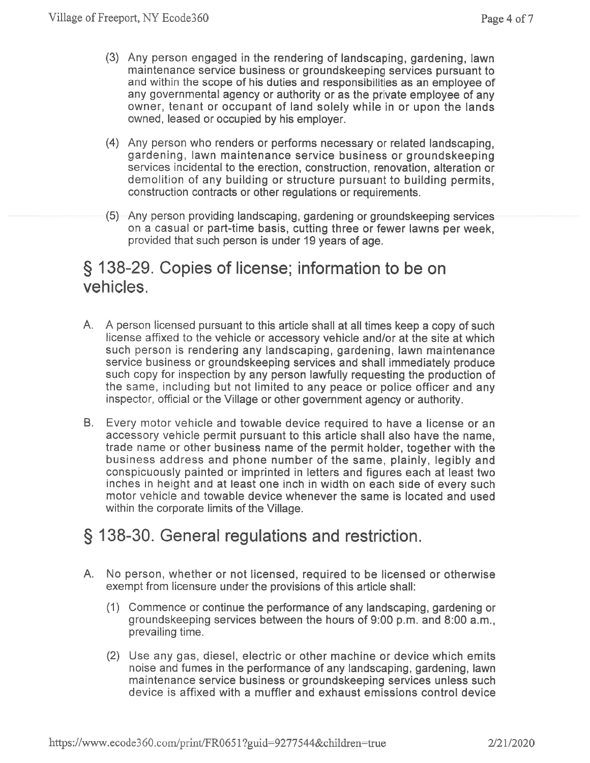(3) Any person engaged in the rendering of landscaping, gardening, lawn maintenance service business or groundskeeping services pursuant to and within the scope of his duties and responsibilities as an employee of any governmental agency or authority or as the private employee of any owner, tenant or occupant of land solely while in or upon the lands owned, leased or occupied by his employer.

(4) Any person who renders or performs necessary or related landscaping, gardening, lawn maintenance service business or groundskeeping services incidental to the erection, construction, renovation, alteration or demolition of any building or structure pursuant to building permits, construction contracts or other regulations or requirements.

(5) Any person providing landscaping, gardening or groundskeeping services on a casual or part-time basis, cutting three or fewer lawns per week, provided that such person is under 19 years of age.

## § 138-29. Copies of license; information to be on vehicles.

A. A person licensed pursuant to this article shall at all times keep a copy of such license affixed to the vehicle or accessory vehicle and/or at the site at which such person is rendering any landscaping, gardening, lawn maintenance service business or groundskeeping services and shall immediately produce such copy for inspection by any person lawfully requesting the production of the same, including but not limited to any peace or police officer and any inspector, official or the Village or other government agency or authority.

B. Every motor vehicle and towable device required to have a license or an accessory vehicle permit pursuant to this article shall also have the name, trade name or other business name of the permit holder, together with the business address and phone number of the same, plainly, legibly and conspicuously painted or imprinted in letters and figures each at least two inches in height and at least one inch in width on each side of every such motor vehicle and towable device whenever the same is located and used within the corporate limits of the Village.

## § 138-30. General regulations and restriction.

A. No person, whether or not licensed, required to be licensed or otherwise exempt from licensure under the provisions of this article shall:

(1) Commence or continue the performance of any landscaping, gardening or groundskeeping services between the hours of 9:00 p.m. and 8:00 a.m., prevailing time.

(2) Use any gas, diesel, electric or other machine or device which emits noise and fumes in the performance of any landscaping, gardening, lawn maintenance service business or groundskeeping services unless such device is affixed with a muffler and exhaust emissions control device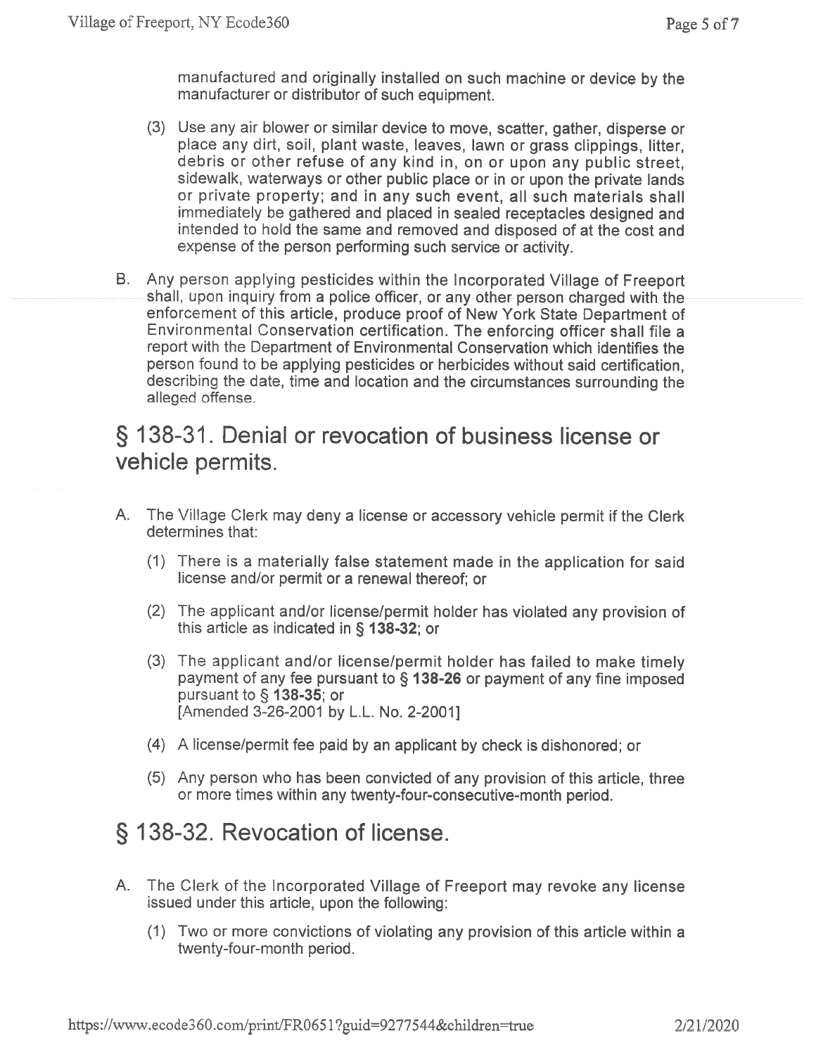manufactured and originally installed on such machine or device by the manufacturer or distributor of such equipment.

(3) Use any air blower or similar device to move, scatter, gather, disperse or place any dirt, soil, plant waste, leaves, lawn or grass clippings, litter, debris or other refuse of any kind in, on or upon any public street, sidewalk, waterways or other public place or in or upon the private lands or private property; and in any such event, all such materials shall immediately be gathered and placed in sealed receptacles designed and intended to hold the same and removed and disposed of at the cost and expense of the person performing such service or activity.

B. Any person applying pesticides within the Incorporated Village of Freeport shall, upon inquiry from a police officer, or any other person charged with the enforcement of this article, produce proof of New York State Department of Environmental Conservation certification. The enforcing officer shall file a report with the Department of Environmental Conservation which identifies the person found to be applying pesticides or herbicides without said certification, describing the date, time and location and the circumstances surrounding the alleged offense.

## § 138-31. Denial or revocation of business license or vehicle permits.

A. The Village Clerk may deny a license or accessory vehicle permit if the Clerk determines that:

(1) There is a materially false statement made in the application for said license and/or permit or a renewal thereof; or

(2) The applicant and/or license/permit holder has violated any provision of this article as indicated in § **138-32**; or

(3) The applicant and/or license/permit holder has failed to make timely payment of any fee pursuant to § **138-26** or payment of any fine imposed pursuant to § **138-35**; or
[Amended 3-26-2001 by L.L. No. 2-2001]

(4) A license/permit fee paid by an applicant by check is dishonored; or

(5) Any person who has been convicted of any provision of this article, three or more times within any twenty-four-consecutive-month period.

## § 138-32. Revocation of license.

A. The Clerk of the Incorporated Village of Freeport may revoke any license issued under this article, upon the following:

(1) Two or more convictions of violating any provision of this article within a twenty-four-month period.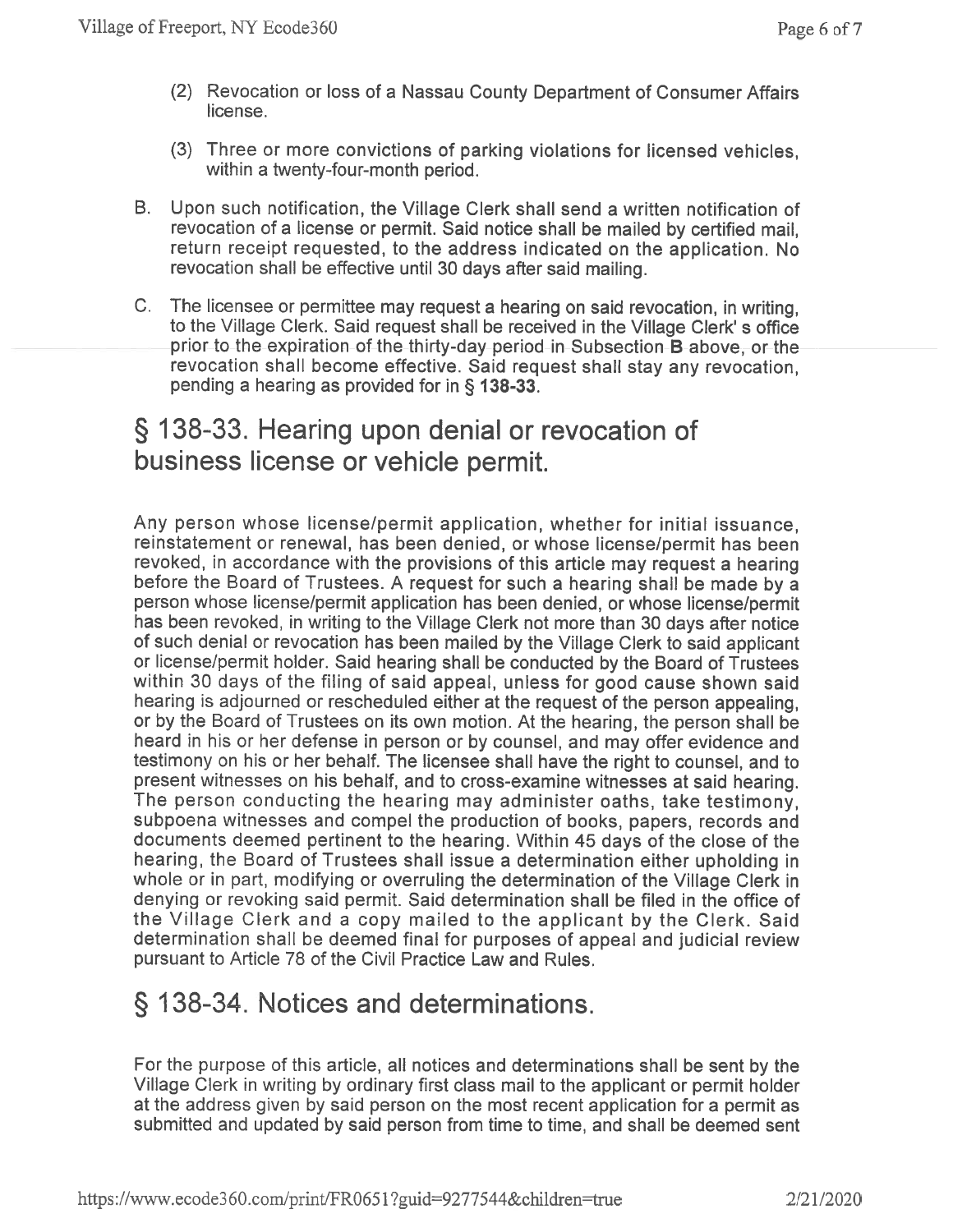(2) Revocation or loss of a Nassau County Department of Consumer Affairs license.

(3) Three or more convictions of parking violations for licensed vehicles, within a twenty-four-month period.

B. Upon such notification, the Village Clerk shall send a written notification of revocation of a license or permit. Said notice shall be mailed by certified mail, return receipt requested, to the address indicated on the application. No revocation shall be effective until 30 days after said mailing.

C. The licensee or permittee may request a hearing on said revocation, in writing, to the Village Clerk. Said request shall be received in the Village Clerk' s office prior to the expiration of the thirty-day period in Subsection **B** above, or the revocation shall become effective. Said request shall stay any revocation, pending a hearing as provided for in **§ 138-33**.

## § 138-33. Hearing upon denial or revocation of business license or vehicle permit.

Any person whose license/permit application, whether for initial issuance, reinstatement or renewal, has been denied, or whose license/permit has been revoked, in accordance with the provisions of this article may request a hearing before the Board of Trustees. A request for such a hearing shall be made by a person whose license/permit application has been denied, or whose license/permit has been revoked, in writing to the Village Clerk not more than 30 days after notice of such denial or revocation has been mailed by the Village Clerk to said applicant or license/permit holder. Said hearing shall be conducted by the Board of Trustees within 30 days of the filing of said appeal, unless for good cause shown said hearing is adjourned or rescheduled either at the request of the person appealing, or by the Board of Trustees on its own motion. At the hearing, the person shall be heard in his or her defense in person or by counsel, and may offer evidence and testimony on his or her behalf. The licensee shall have the right to counsel, and to present witnesses on his behalf, and to cross-examine witnesses at said hearing. The person conducting the hearing may administer oaths, take testimony, subpoena witnesses and compel the production of books, papers, records and documents deemed pertinent to the hearing. Within 45 days of the close of the hearing, the Board of Trustees shall issue a determination either upholding in whole or in part, modifying or overruling the determination of the Village Clerk in denying or revoking said permit. Said determination shall be filed in the office of the Village Clerk and a copy mailed to the applicant by the Clerk. Said determination shall be deemed final for purposes of appeal and judicial review pursuant to Article 78 of the Civil Practice Law and Rules.

## § 138-34. Notices and determinations.

For the purpose of this article, all notices and determinations shall be sent by the Village Clerk in writing by ordinary first class mail to the applicant or permit holder at the address given by said person on the most recent application for a permit as submitted and updated by said person from time to time, and shall be deemed sent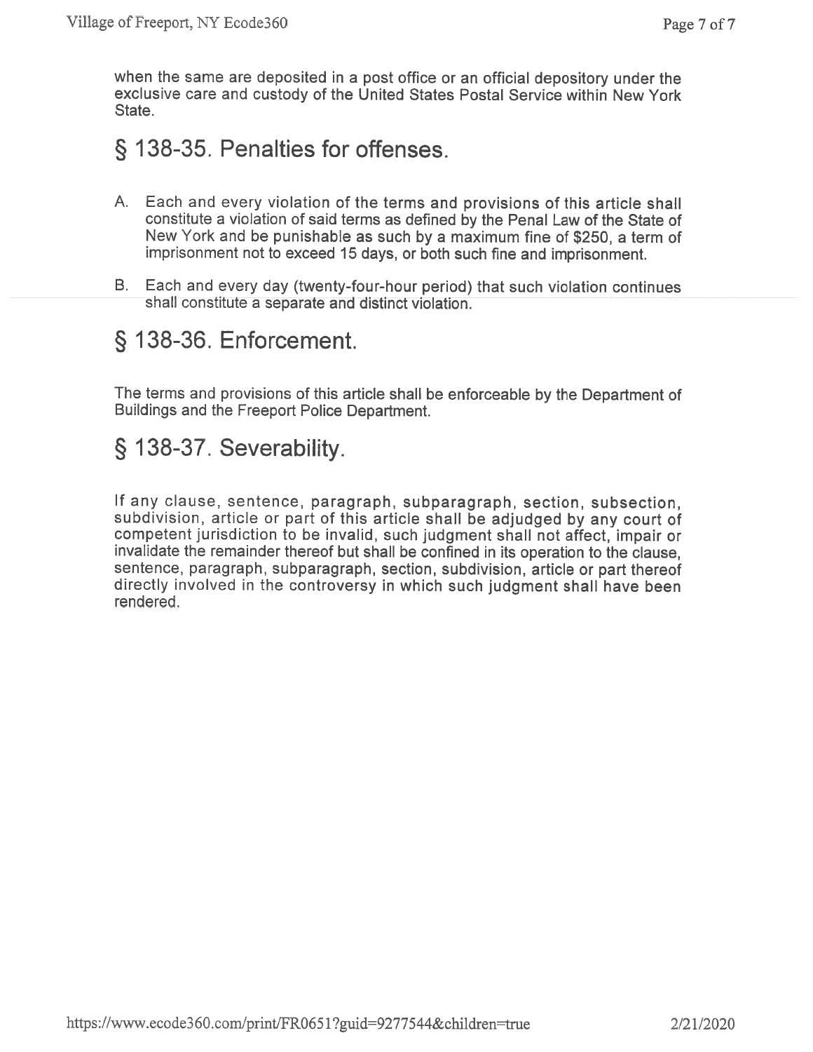when the same are deposited in a post office or an official depository under the exclusive care and custody of the United States Postal Service within New York State.

## § 138-35. Penalties for offenses.

A. Each and every violation of the terms and provisions of this article shall constitute a violation of said terms as defined by the Penal Law of the State of New York and be punishable as such by a maximum fine of $250, a term of imprisonment not to exceed 15 days, or both such fine and imprisonment.

B. Each and every day (twenty-four-hour period) that such violation continues shall constitute a separate and distinct violation.

## § 138-36. Enforcement.

The terms and provisions of this article shall be enforceable by the Department of Buildings and the Freeport Police Department.

## § 138-37. Severability.

If any clause, sentence, paragraph, subparagraph, section, subsection, subdivision, article or part of this article shall be adjudged by any court of competent jurisdiction to be invalid, such judgment shall not affect, impair or invalidate the remainder thereof but shall be confined in its operation to the clause, sentence, paragraph, subparagraph, section, subdivision, article or part thereof directly involved in the controversy in which such judgment shall have been rendered.